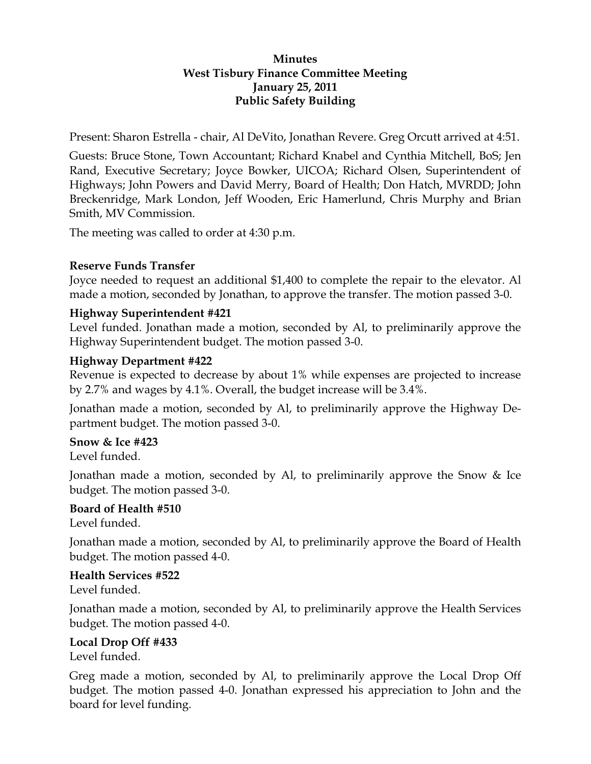**Minutes**
**West Tisbury Finance Committee Meeting**
**January 25, 2011**
**Public Safety Building**

Present: Sharon Estrella - chair, Al DeVito, Jonathan Revere. Greg Orcutt arrived at 4:51.

Guests: Bruce Stone, Town Accountant; Richard Knabel and Cynthia Mitchell, BoS; Jen Rand, Executive Secretary; Joyce Bowker, UICOA; Richard Olsen, Superintendent of Highways; John Powers and David Merry, Board of Health; Don Hatch, MVRDD; John Breckenridge, Mark London, Jeff Wooden, Eric Hamerlund, Chris Murphy and Brian Smith, MV Commission.

The meeting was called to order at 4:30 p.m.

**Reserve Funds Transfer**

Joyce needed to request an additional $1,400 to complete the repair to the elevator. Al made a motion, seconded by Jonathan, to approve the transfer. The motion passed 3-0.

**Highway Superintendent #421**

Level funded. Jonathan made a motion, seconded by Al, to preliminarily approve the Highway Superintendent budget. The motion passed 3-0.

**Highway Department #422**

Revenue is expected to decrease by about 1% while expenses are projected to increase by 2.7% and wages by 4.1%. Overall, the budget increase will be 3.4%.

Jonathan made a motion, seconded by Al, to preliminarily approve the Highway Department budget. The motion passed 3-0.

**Snow & Ice #423**

Level funded.

Jonathan made a motion, seconded by Al, to preliminarily approve the Snow & Ice budget. The motion passed 3-0.

**Board of Health #510**

Level funded.

Jonathan made a motion, seconded by Al, to preliminarily approve the Board of Health budget. The motion passed 4-0.

**Health Services #522**

Level funded.

Jonathan made a motion, seconded by Al, to preliminarily approve the Health Services budget. The motion passed 4-0.

**Local Drop Off #433**

Level funded.

Greg made a motion, seconded by Al, to preliminarily approve the Local Drop Off budget. The motion passed 4-0. Jonathan expressed his appreciation to John and the board for level funding.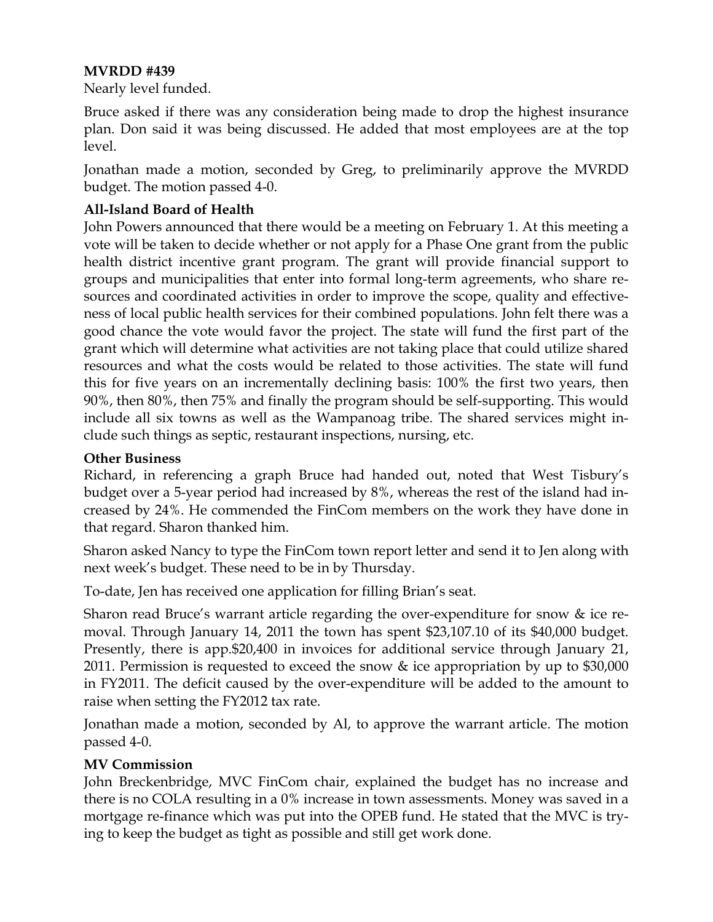**MVRDD #439**

Nearly level funded.

Bruce asked if there was any consideration being made to drop the highest insurance plan. Don said it was being discussed. He added that most employees are at the top level.

Jonathan made a motion, seconded by Greg, to preliminarily approve the MVRDD budget. The motion passed 4-0.

**All-Island Board of Health**

John Powers announced that there would be a meeting on February 1. At this meeting a vote will be taken to decide whether or not apply for a Phase One grant from the public health district incentive grant program. The grant will provide financial support to groups and municipalities that enter into formal long-term agreements, who share resources and coordinated activities in order to improve the scope, quality and effectiveness of local public health services for their combined populations. John felt there was a good chance the vote would favor the project. The state will fund the first part of the grant which will determine what activities are not taking place that could utilize shared resources and what the costs would be related to those activities. The state will fund this for five years on an incrementally declining basis: 100% the first two years, then 90%, then 80%, then 75% and finally the program should be self-supporting. This would include all six towns as well as the Wampanoag tribe. The shared services might include such things as septic, restaurant inspections, nursing, etc.

**Other Business**

Richard, in referencing a graph Bruce had handed out, noted that West Tisbury's budget over a 5-year period had increased by 8%, whereas the rest of the island had increased by 24%. He commended the FinCom members on the work they have done in that regard. Sharon thanked him.

Sharon asked Nancy to type the FinCom town report letter and send it to Jen along with next week's budget. These need to be in by Thursday.

To-date, Jen has received one application for filling Brian's seat.

Sharon read Bruce's warrant article regarding the over-expenditure for snow & ice removal. Through January 14, 2011 the town has spent $23,107.10 of its $40,000 budget. Presently, there is app.$20,400 in invoices for additional service through January 21, 2011. Permission is requested to exceed the snow & ice appropriation by up to $30,000 in FY2011. The deficit caused by the over-expenditure will be added to the amount to raise when setting the FY2012 tax rate.

Jonathan made a motion, seconded by Al, to approve the warrant article. The motion passed 4-0.

**MV Commission**

John Breckenbridge, MVC FinCom chair, explained the budget has no increase and there is no COLA resulting in a 0% increase in town assessments. Money was saved in a mortgage re-finance which was put into the OPEB fund. He stated that the MVC is trying to keep the budget as tight as possible and still get work done.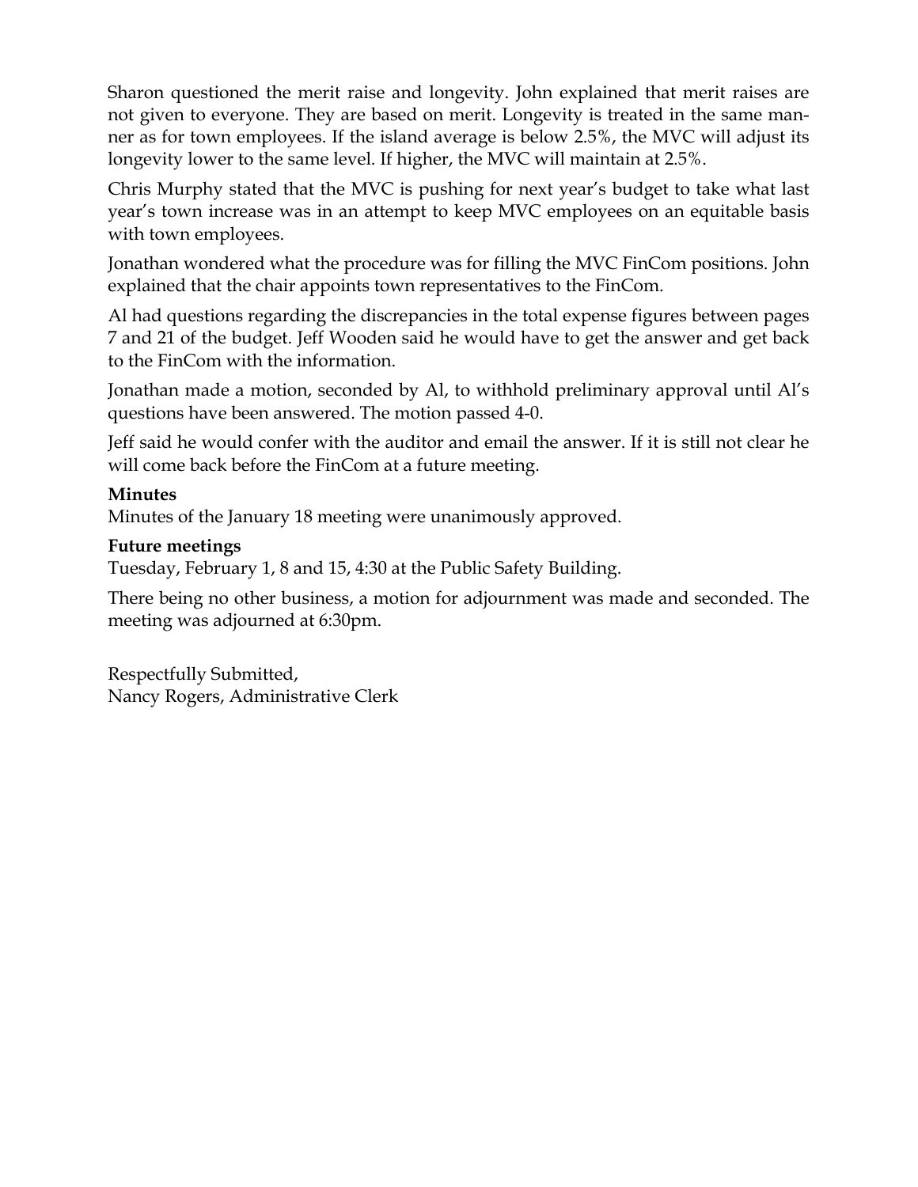Sharon questioned the merit raise and longevity. John explained that merit raises are not given to everyone. They are based on merit. Longevity is treated in the same manner as for town employees. If the island average is below 2.5%, the MVC will adjust its longevity lower to the same level. If higher, the MVC will maintain at 2.5%.

Chris Murphy stated that the MVC is pushing for next year's budget to take what last year's town increase was in an attempt to keep MVC employees on an equitable basis with town employees.

Jonathan wondered what the procedure was for filling the MVC FinCom positions. John explained that the chair appoints town representatives to the FinCom.

Al had questions regarding the discrepancies in the total expense figures between pages 7 and 21 of the budget. Jeff Wooden said he would have to get the answer and get back to the FinCom with the information.

Jonathan made a motion, seconded by Al, to withhold preliminary approval until Al's questions have been answered. The motion passed 4-0.

Jeff said he would confer with the auditor and email the answer. If it is still not clear he will come back before the FinCom at a future meeting.

**Minutes**

Minutes of the January 18 meeting were unanimously approved.

**Future meetings**

Tuesday, February 1, 8 and 15, 4:30 at the Public Safety Building.

There being no other business, a motion for adjournment was made and seconded. The meeting was adjourned at 6:30pm.

Respectfully Submitted,
Nancy Rogers, Administrative Clerk